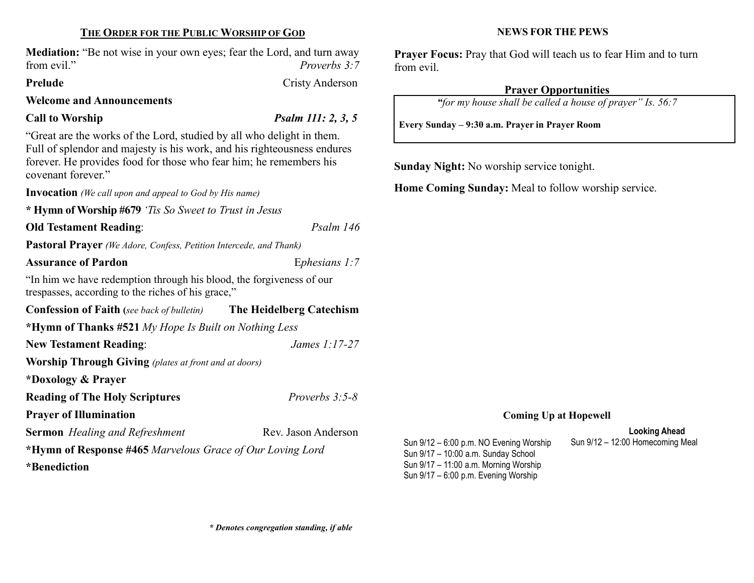## THE ORDER FOR THE PUBLIC WORSHIP OF GOD

**Mediation:** "Be not wise in your own eyes; fear the Lord, and turn away from evil." *Proverbs 3:7*

**Prelude** Cristy Anderson

**Welcome and Announcements**

**Call to Worship** ***Psalm 111: 2, 3, 5***

"Great are the works of the Lord, studied by all who delight in them. Full of splendor and majesty is his work, and his righteousness endures forever. He provides food for those who fear him; he remembers his covenant forever."

**Invocation** *(We call upon and appeal to God by His name)*

**\* Hymn of Worship #679** *'Tis So Sweet to Trust in Jesus*

**Old Testament Reading**: *Psalm 146*

**Pastoral Prayer** *(We Adore, Confess, Petition Intercede, and Thank)*

**Assurance of Pardon** E*phesians 1:7*

"In him we have redemption through his blood, the forgiveness of our trespasses, according to the riches of his grace,"

**Confession of Faith (***see back of bulletin)* **The Heidelberg Catechism**

**\*Hymn of Thanks #521** *My Hope Is Built on Nothing Less*

**New Testament Reading**: *James 1:17-27*

**Worship Through Giving** *(plates at front and at doors)*

**\*Doxology & Prayer**

**Reading of The Holy Scriptures** *Proverbs 3:5-8*

**Prayer of Illumination**

**Sermon** *Healing and Refreshment* Rev. Jason Anderson

**\*Hymn of Response #465** *Marvelous Grace of Our Loving Lord*

**\*Benediction**

***\* Denotes congregation standing, if able***

## NEWS FOR THE PEWS

**Prayer Focus:** Pray that God will teach us to fear Him and to turn from evil.

### Prayer Opportunities

*"for my house shall be called a house of prayer" Is. 56:7*

**Every Sunday – 9:30 a.m. Prayer in Prayer Room**

**Sunday Night:** No worship service tonight.

**Home Coming Sunday:** Meal to follow worship service.

### Coming Up at Hopewell

Sun 9/12 – 6:00 p.m. NO Evening Worship
Sun 9/17 – 10:00 a.m. Sunday School
Sun 9/17 – 11:00 a.m. Morning Worship
Sun 9/17 – 6:00 p.m. Evening Worship

**Looking Ahead**

Sun 9/12 – 12:00 Homecoming Meal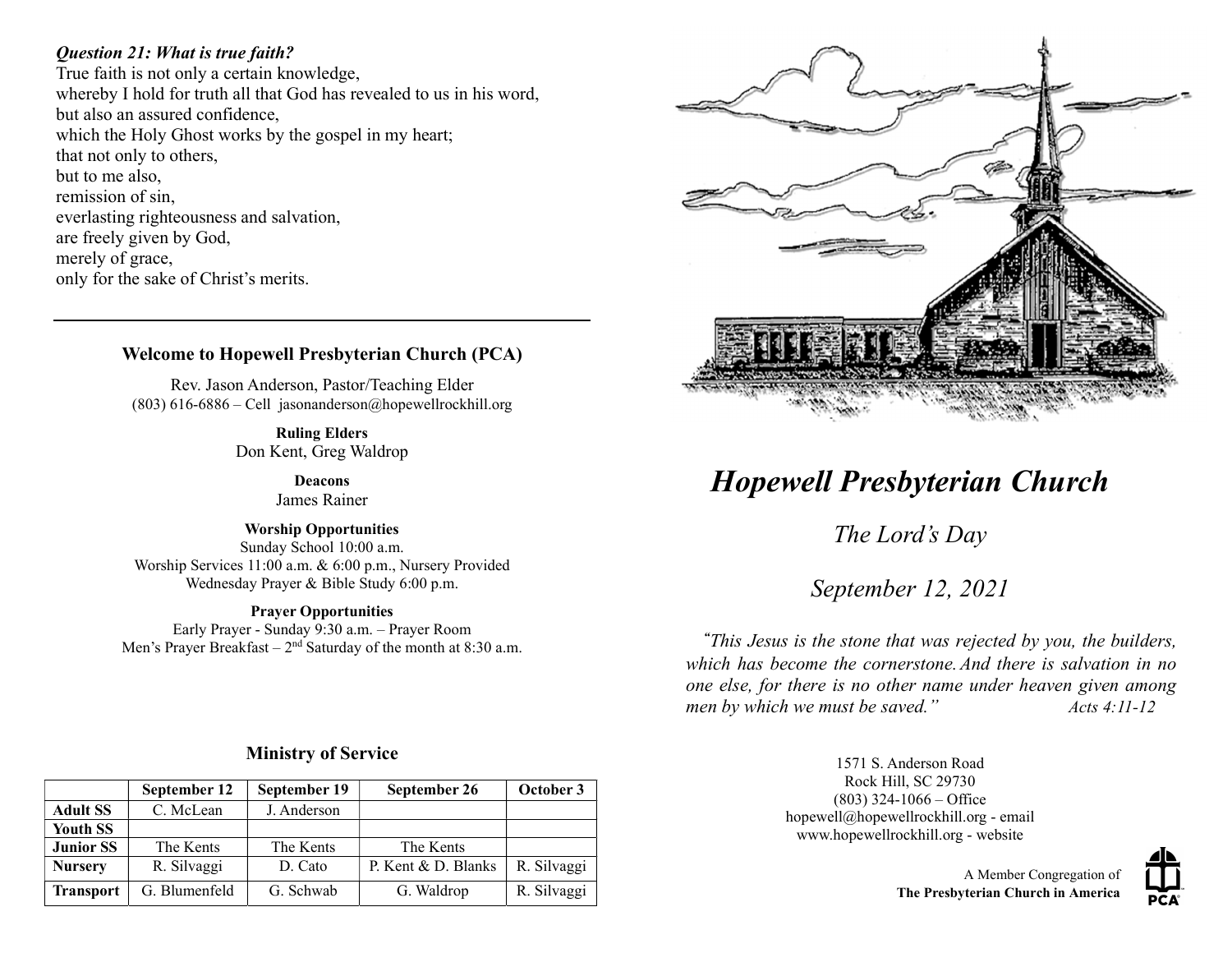***Question 21: What is true faith?***

True faith is not only a certain knowledge,
whereby I hold for truth all that God has revealed to us in his word,
but also an assured confidence,
which the Holy Ghost works by the gospel in my heart;
that not only to others,
but to me also,
remission of sin,
everlasting righteousness and salvation,
are freely given by God,
merely of grace,
only for the sake of Christ's merits.

---

## Welcome to Hopewell Presbyterian Church (PCA)

Rev. Jason Anderson, Pastor/Teaching Elder
(803) 616-6886 – Cell jasonanderson@hopewellrockhill.org

**Ruling Elders**
Don Kent, Greg Waldrop

**Deacons**
James Rainer

**Worship Opportunities**
Sunday School 10:00 a.m.
Worship Services 11:00 a.m. & 6:00 p.m., Nursery Provided
Wednesday Prayer & Bible Study 6:00 p.m.

**Prayer Opportunities**
Early Prayer - Sunday 9:30 a.m. – Prayer Room
Men's Prayer Breakfast – 2nd Saturday of the month at 8:30 a.m.

## Ministry of Service

| | September 12 | September 19 | September 26 | October 3 |
|---|---|---|---|---|
| **Adult SS** | C. McLean | J. Anderson | | |
| **Youth SS** | | | | |
| **Junior SS** | The Kents | The Kents | The Kents | |
| **Nursery** | R. Silvaggi | D. Cato | P. Kent & D. Blanks | R. Silvaggi |
| **Transport** | G. Blumenfeld | G. Schwab | G. Waldrop | R. Silvaggi |

# *Hopewell Presbyterian Church*

*The Lord's Day*

*September 12, 2021*

*"This Jesus is the stone that was rejected by you, the builders, which has become the cornerstone. And there is salvation in no one else, for there is no other name under heaven given among men by which we must be saved."* *Acts 4:11-12*

1571 S. Anderson Road
Rock Hill, SC 29730
(803) 324-1066 – Office
hopewell@hopewellrockhill.org - email
www.hopewellrockhill.org - website

A Member Congregation of
**The Presbyterian Church in America**